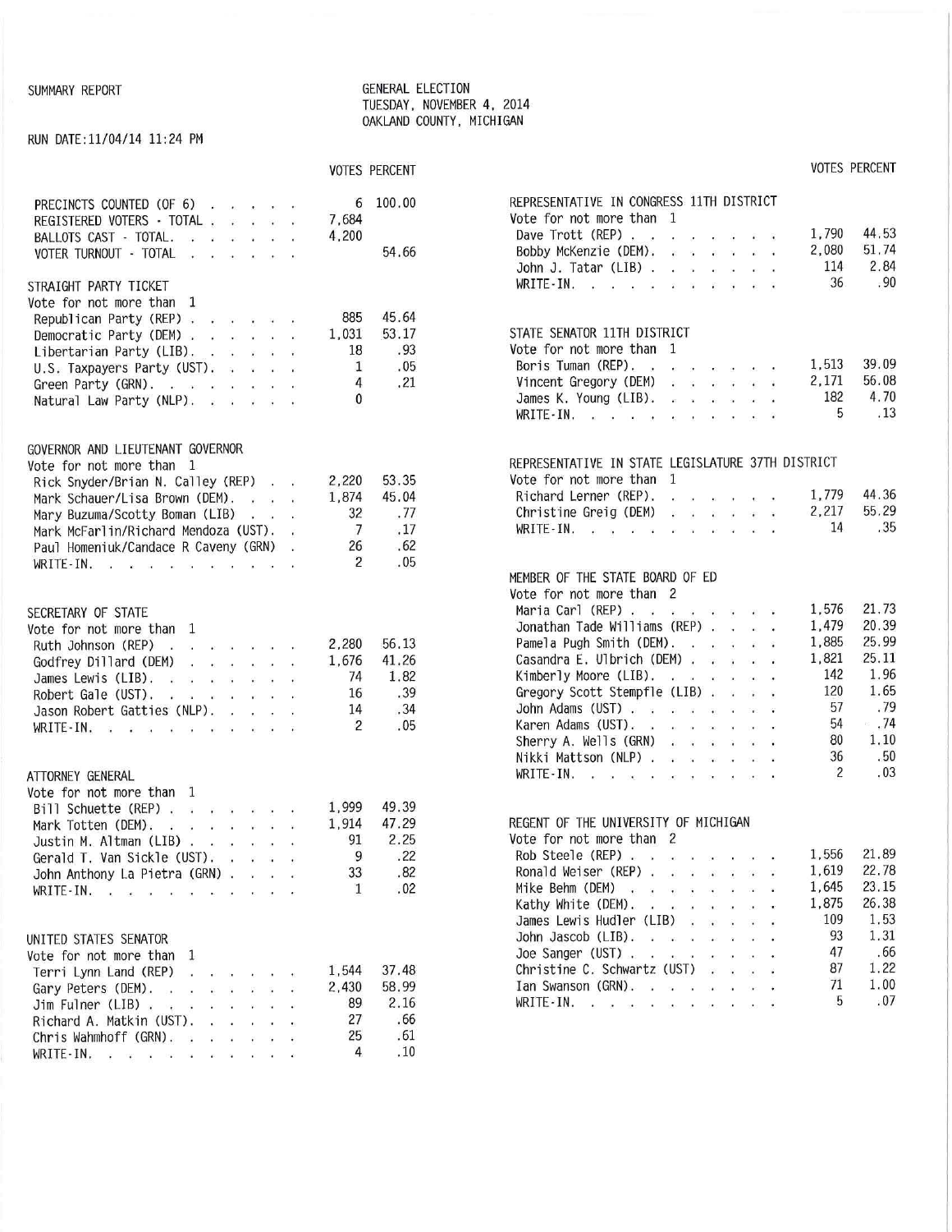SUMMARY REPORT

GENERAL ELECTION
TUESDAY, NOVEMBER 4, 2014
OAKLAND COUNTY, MICHIGAN

RUN DATE:11/04/14 11:24 PM

| | VOTES | PERCENT |
|---|---|---|
| PRECINCTS COUNTED (OF 6) | 6 | 100.00 |
| REGISTERED VOTERS - TOTAL | 7,684 | |
| BALLOTS CAST - TOTAL | 4,200 | |
| VOTER TURNOUT - TOTAL | | 54.66 |

**STRAIGHT PARTY TICKET**
Vote for not more than 1

| | VOTES | PERCENT |
|---|---|---|
| Republican Party (REP) | 885 | 45.64 |
| Democratic Party (DEM) | 1,031 | 53.17 |
| Libertarian Party (LIB) | 18 | .93 |
| U.S. Taxpayers Party (UST) | 1 | .05 |
| Green Party (GRN) | 4 | .21 |
| Natural Law Party (NLP) | 0 | |

**GOVERNOR AND LIEUTENANT GOVERNOR**
Vote for not more than 1

| | VOTES | PERCENT |
|---|---|---|
| Rick Snyder/Brian N. Calley (REP) | 2,220 | 53.35 |
| Mark Schauer/Lisa Brown (DEM) | 1,874 | 45.04 |
| Mary Buzuma/Scotty Boman (LIB) | 32 | .77 |
| Mark McFarlin/Richard Mendoza (UST) | 7 | .17 |
| Paul Homeniuk/Candace R Caveny (GRN) | 26 | .62 |
| WRITE-IN | 2 | .05 |

**SECRETARY OF STATE**
Vote for not more than 1

| | VOTES | PERCENT |
|---|---|---|
| Ruth Johnson (REP) | 2,280 | 56.13 |
| Godfrey Dillard (DEM) | 1,676 | 41.26 |
| James Lewis (LIB) | 74 | 1.82 |
| Robert Gale (UST) | 16 | .39 |
| Jason Robert Gatties (NLP) | 14 | .34 |
| WRITE-IN | 2 | .05 |

**ATTORNEY GENERAL**
Vote for not more than 1

| | VOTES | PERCENT |
|---|---|---|
| Bill Schuette (REP) | 1,999 | 49.39 |
| Mark Totten (DEM) | 1,914 | 47.29 |
| Justin M. Altman (LIB) | 91 | 2.25 |
| Gerald T. Van Sickle (UST) | 9 | .22 |
| John Anthony La Pietra (GRN) | 33 | .82 |
| WRITE-IN | 1 | .02 |

**UNITED STATES SENATOR**
Vote for not more than 1

| | VOTES | PERCENT |
|---|---|---|
| Terri Lynn Land (REP) | 1,544 | 37.48 |
| Gary Peters (DEM) | 2,430 | 58.99 |
| Jim Fulner (LIB) | 89 | 2.16 |
| Richard A. Matkin (UST) | 27 | .66 |
| Chris Wahmhoff (GRN) | 25 | .61 |
| WRITE-IN | 4 | .10 |

**REPRESENTATIVE IN CONGRESS 11TH DISTRICT**
Vote for not more than 1

| | VOTES | PERCENT |
|---|---|---|
| Dave Trott (REP) | 1,790 | 44.53 |
| Bobby McKenzie (DEM) | 2,080 | 51.74 |
| John J. Tatar (LIB) | 114 | 2.84 |
| WRITE-IN | 36 | .90 |

**STATE SENATOR 11TH DISTRICT**
Vote for not more than 1

| | VOTES | PERCENT |
|---|---|---|
| Boris Tuman (REP) | 1,513 | 39.09 |
| Vincent Gregory (DEM) | 2,171 | 56.08 |
| James K. Young (LIB) | 182 | 4.70 |
| WRITE-IN | 5 | .13 |

**REPRESENTATIVE IN STATE LEGISLATURE 37TH DISTRICT**
Vote for not more than 1

| | VOTES | PERCENT |
|---|---|---|
| Richard Lerner (REP) | 1,779 | 44.36 |
| Christine Greig (DEM) | 2,217 | 55.29 |
| WRITE-IN | 14 | .35 |

**MEMBER OF THE STATE BOARD OF ED**
Vote for not more than 2

| | VOTES | PERCENT |
|---|---|---|
| Maria Carl (REP) | 1,576 | 21.73 |
| Jonathan Tade Williams (REP) | 1,479 | 20.39 |
| Pamela Pugh Smith (DEM) | 1,885 | 25.99 |
| Casandra E. Ulbrich (DEM) | 1,821 | 25.11 |
| Kimberly Moore (LIB) | 142 | 1.96 |
| Gregory Scott Stempfle (LIB) | 120 | 1.65 |
| John Adams (UST) | 57 | .79 |
| Karen Adams (UST) | 54 | .74 |
| Sherry A. Wells (GRN) | 80 | 1.10 |
| Nikki Mattson (NLP) | 36 | .50 |
| WRITE-IN | 2 | .03 |

**REGENT OF THE UNIVERSITY OF MICHIGAN**
Vote for not more than 2

| | VOTES | PERCENT |
|---|---|---|
| Rob Steele (REP) | 1,556 | 21.89 |
| Ronald Weiser (REP) | 1,619 | 22.78 |
| Mike Behm (DEM) | 1,645 | 23.15 |
| Kathy White (DEM) | 1,875 | 26.38 |
| James Lewis Hudler (LIB) | 109 | 1.53 |
| John Jascob (LIB) | 93 | 1.31 |
| Joe Sanger (UST) | 47 | .66 |
| Christine C. Schwartz (UST) | 87 | 1.22 |
| Ian Swanson (GRN) | 71 | 1.00 |
| WRITE-IN | 5 | .07 |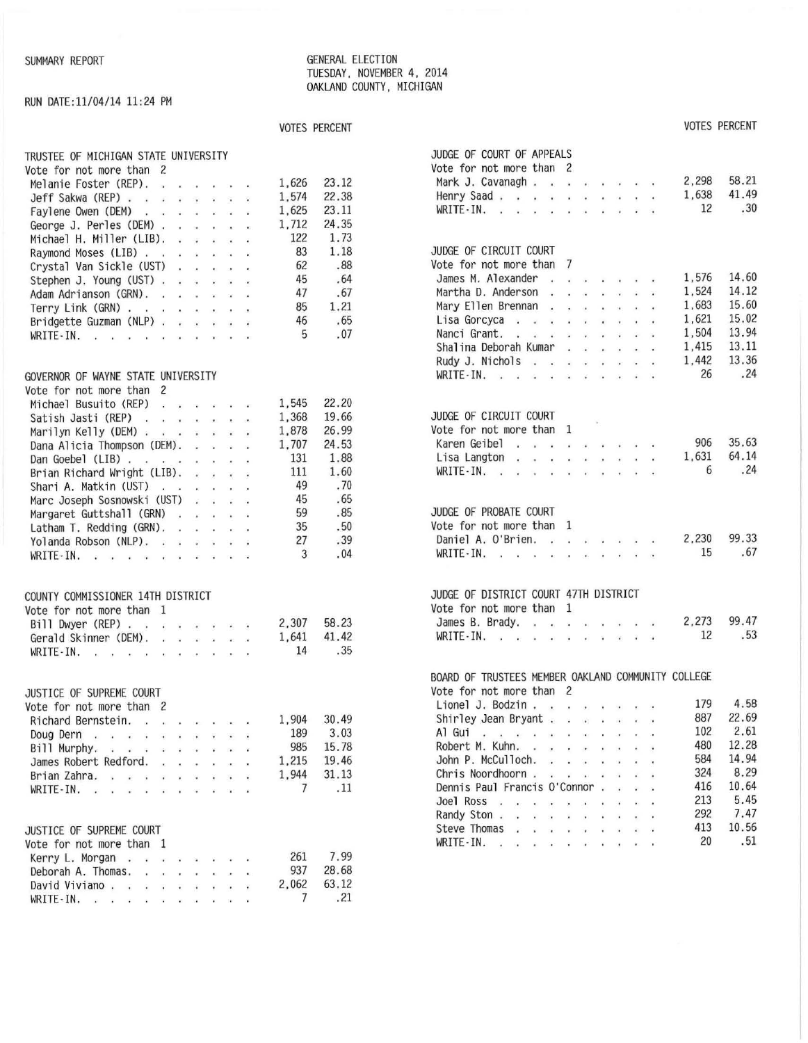SUMMARY REPORT

RUN DATE:11/04/14 11:24 PM

GENERAL ELECTION
TUESDAY, NOVEMBER 4, 2014
OAKLAND COUNTY, MICHIGAN

### TRUSTEE OF MICHIGAN STATE UNIVERSITY
Vote for not more than 2

| Candidate | VOTES | PERCENT |
|---|---|---|
| Melanie Foster (REP) | 1,626 | 23.12 |
| Jeff Sakwa (REP) | 1,574 | 22.38 |
| Faylene Owen (DEM) | 1,625 | 23.11 |
| George J. Perles (DEM) | 1,712 | 24.35 |
| Michael H. Miller (LIB) | 122 | 1.73 |
| Raymond Moses (LIB) | 83 | 1.18 |
| Crystal Van Sickle (UST) | 62 | .88 |
| Stephen J. Young (UST) | 45 | .64 |
| Adam Adrianson (GRN) | 47 | .67 |
| Terry Link (GRN) | 85 | 1.21 |
| Bridgette Guzman (NLP) | 46 | .65 |
| WRITE-IN | 5 | .07 |

### GOVERNOR OF WAYNE STATE UNIVERSITY
Vote for not more than 2

| Candidate | VOTES | PERCENT |
|---|---|---|
| Michael Busuito (REP) | 1,545 | 22.20 |
| Satish Jasti (REP) | 1,368 | 19.66 |
| Marilyn Kelly (DEM) | 1,878 | 26.99 |
| Dana Alicia Thompson (DEM) | 1,707 | 24.53 |
| Dan Goebel (LIB) | 131 | 1.88 |
| Brian Richard Wright (LIB) | 111 | 1.60 |
| Shari A. Matkin (UST) | 49 | .70 |
| Marc Joseph Sosnowski (UST) | 45 | .65 |
| Margaret Guttshall (GRN) | 59 | .85 |
| Latham T. Redding (GRN) | 35 | .50 |
| Yolanda Robson (NLP) | 27 | .39 |
| WRITE-IN | 3 | .04 |

### COUNTY COMMISSIONER 14TH DISTRICT
Vote for not more than 1

| Candidate | VOTES | PERCENT |
|---|---|---|
| Bill Dwyer (REP) | 2,307 | 58.23 |
| Gerald Skinner (DEM) | 1,641 | 41.42 |
| WRITE-IN | 14 | .35 |

### JUSTICE OF SUPREME COURT
Vote for not more than 2

| Candidate | VOTES | PERCENT |
|---|---|---|
| Richard Bernstein | 1,904 | 30.49 |
| Doug Dern | 189 | 3.03 |
| Bill Murphy | 985 | 15.78 |
| James Robert Redford | 1,215 | 19.46 |
| Brian Zahra | 1,944 | 31.13 |
| WRITE-IN | 7 | .11 |

### JUSTICE OF SUPREME COURT
Vote for not more than 1

| Candidate | VOTES | PERCENT |
|---|---|---|
| Kerry L. Morgan | 261 | 7.99 |
| Deborah A. Thomas | 937 | 28.68 |
| David Viviano | 2,062 | 63.12 |
| WRITE-IN | 7 | .21 |

### JUDGE OF COURT OF APPEALS
Vote for not more than 2

| Candidate | VOTES | PERCENT |
|---|---|---|
| Mark J. Cavanagh | 2,298 | 58.21 |
| Henry Saad | 1,638 | 41.49 |
| WRITE-IN | 12 | .30 |

### JUDGE OF CIRCUIT COURT
Vote for not more than 7

| Candidate | VOTES | PERCENT |
|---|---|---|
| James M. Alexander | 1,576 | 14.60 |
| Martha D. Anderson | 1,524 | 14.12 |
| Mary Ellen Brennan | 1,683 | 15.60 |
| Lisa Gorcyca | 1,621 | 15.02 |
| Nanci Grant | 1,504 | 13.94 |
| Shalina Deborah Kumar | 1,415 | 13.11 |
| Rudy J. Nichols | 1,442 | 13.36 |
| WRITE-IN | 26 | .24 |

### JUDGE OF CIRCUIT COURT
Vote for not more than 1

| Candidate | VOTES | PERCENT |
|---|---|---|
| Karen Geibel | 906 | 35.63 |
| Lisa Langton | 1,631 | 64.14 |
| WRITE-IN | 6 | .24 |

### JUDGE OF PROBATE COURT
Vote for not more than 1

| Candidate | VOTES | PERCENT |
|---|---|---|
| Daniel A. O'Brien | 2,230 | 99.33 |
| WRITE-IN | 15 | .67 |

### JUDGE OF DISTRICT COURT 47TH DISTRICT
Vote for not more than 1

| Candidate | VOTES | PERCENT |
|---|---|---|
| James B. Brady | 2,273 | 99.47 |
| WRITE-IN | 12 | .53 |

### BOARD OF TRUSTEES MEMBER OAKLAND COMMUNITY COLLEGE
Vote for not more than 2

| Candidate | VOTES | PERCENT |
|---|---|---|
| Lionel J. Bodzin | 179 | 4.58 |
| Shirley Jean Bryant | 887 | 22.69 |
| Al Gui | 102 | 2.61 |
| Robert M. Kuhn | 480 | 12.28 |
| John P. McCulloch | 584 | 14.94 |
| Chris Noordhoorn | 324 | 8.29 |
| Dennis Paul Francis O'Connor | 416 | 10.64 |
| Joel Ross | 213 | 5.45 |
| Randy Ston | 292 | 7.47 |
| Steve Thomas | 413 | 10.56 |
| WRITE-IN | 20 | .51 |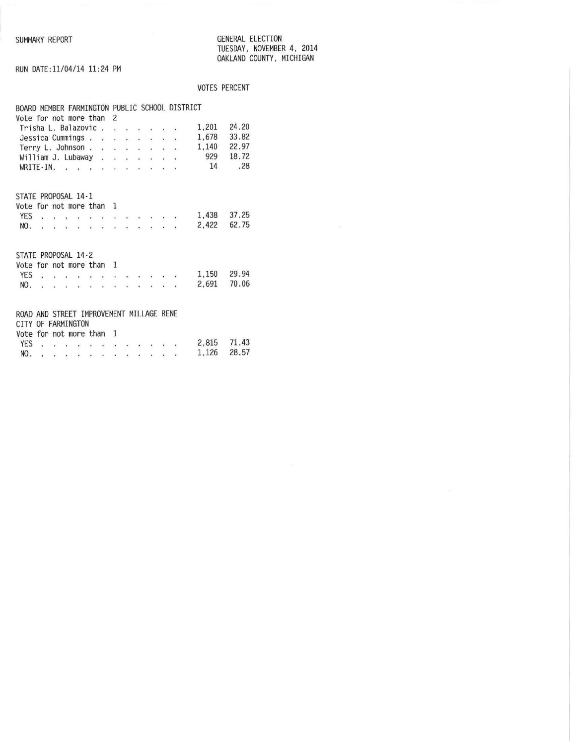SUMMARY REPORT

GENERAL ELECTION
TUESDAY, NOVEMBER 4, 2014
OAKLAND COUNTY, MICHIGAN

RUN DATE:11/04/14 11:24 PM

**BOARD MEMBER FARMINGTON PUBLIC SCHOOL DISTRICT**
Vote for not more than 2

| | VOTES | PERCENT |
|---|---|---|
| Trisha L. Balazovic | 1,201 | 24.20 |
| Jessica Cummings | 1,678 | 33.82 |
| Terry L. Johnson | 1,140 | 22.97 |
| William J. Lubaway | 929 | 18.72 |
| WRITE-IN. | 14 | .28 |

**STATE PROPOSAL 14-1**
Vote for not more than 1

| | VOTES | PERCENT |
|---|---|---|
| YES | 1,438 | 37.25 |
| NO. | 2,422 | 62.75 |

**STATE PROPOSAL 14-2**
Vote for not more than 1

| | VOTES | PERCENT |
|---|---|---|
| YES | 1,150 | 29.94 |
| NO. | 2,691 | 70.06 |

**ROAD AND STREET IMPROVEMENT MILLAGE RENE**
**CITY OF FARMINGTON**
Vote for not more than 1

| | VOTES | PERCENT |
|---|---|---|
| YES | 2,815 | 71.43 |
| NO. | 1,126 | 28.57 |